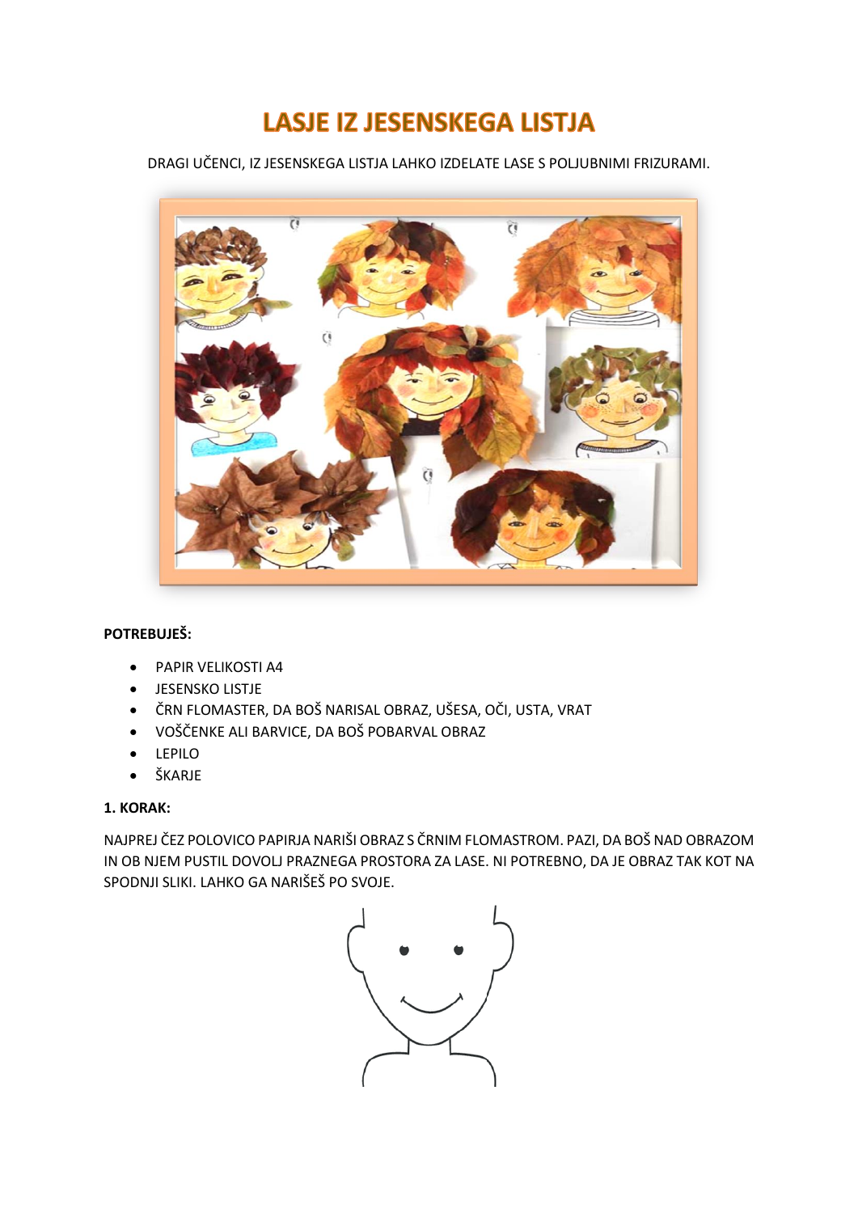# LASJE IZ JESENSKEGA LISTJA

DRAGI UČENCI, IZ JESENSKEGA LISTJA LAHKO IZDELATE LASE S POLJUBNIMI FRIZURAMI.

**POTREBUJEŠ:**

- PAPIR VELIKOSTI A4
- JESENSKO LISTJE
- ČRN FLOMASTER, DA BOŠ NARISAL OBRAZ, UŠESA, OČI, USTA, VRAT
- VOŠČENKE ALI BARVICE, DA BOŠ POBARVAL OBRAZ
- LEPILO
- ŠKARJE

**1. KORAK:**

NAJPREJ ČEZ POLOVICO PAPIRJA NARIŠI OBRAZ S ČRNIM FLOMASTROM. PAZI, DA BOŠ NAD OBRAZOM IN OB NJEM PUSTIL DOVOLJ PRAZNEGA PROSTORA ZA LASE. NI POTREBNO, DA JE OBRAZ TAK KOT NA SPODNJI SLIKI. LAHKO GA NARIŠEŠ PO SVOJE.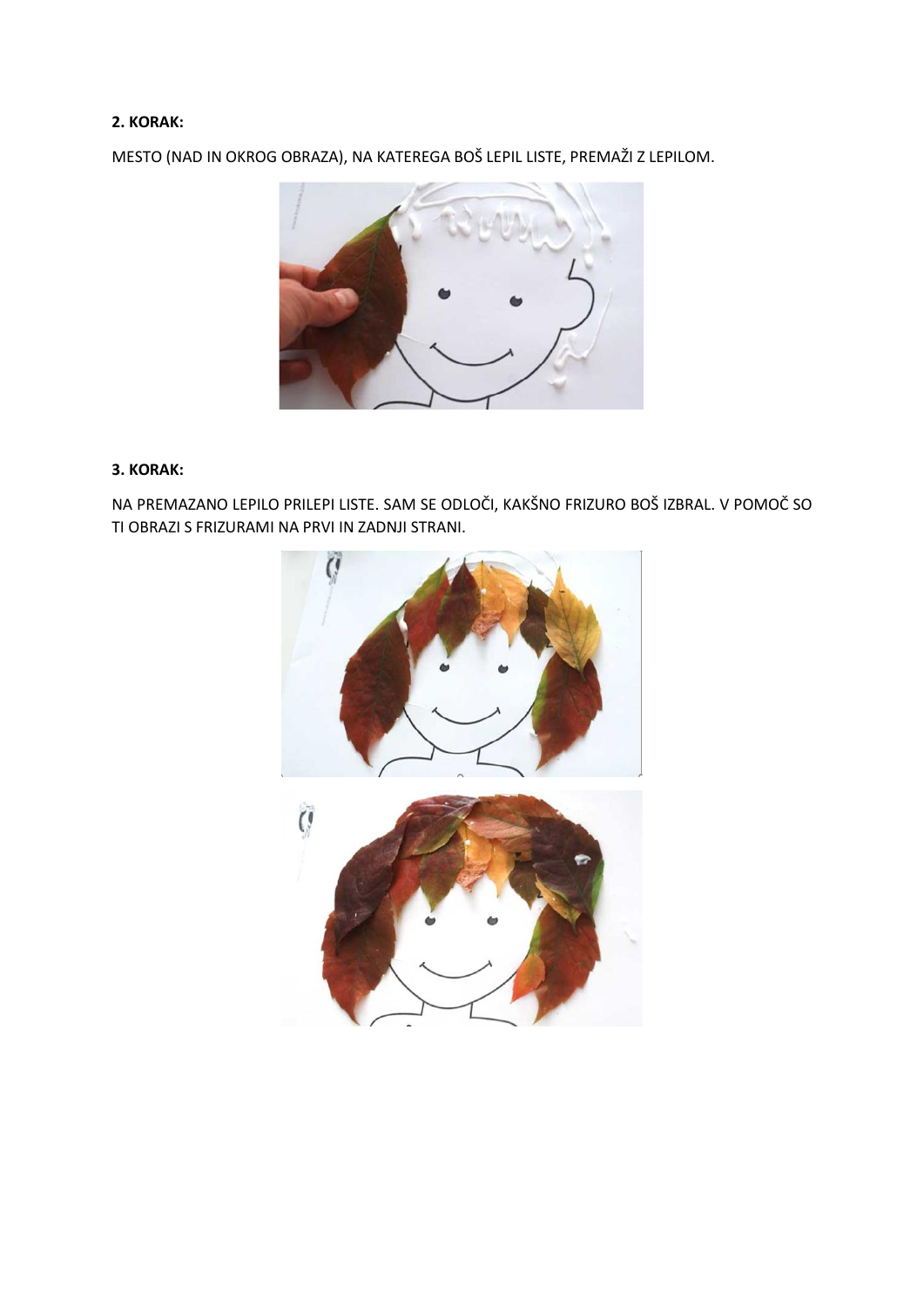**2. KORAK:**

MESTO (NAD IN OKROG OBRAZA), NA KATEREGA BOŠ LEPIL LISTE, PREMAŽI Z LEPILOM.

**3. KORAK:**

NA PREMAZANO LEPILO PRILEPI LISTE. SAM SE ODLOČI, KAKŠNO FRIZURO BOŠ IZBRAL. V POMOČ SO TI OBRAZI S FRIZURAMI NA PRVI IN ZADNJI STRANI.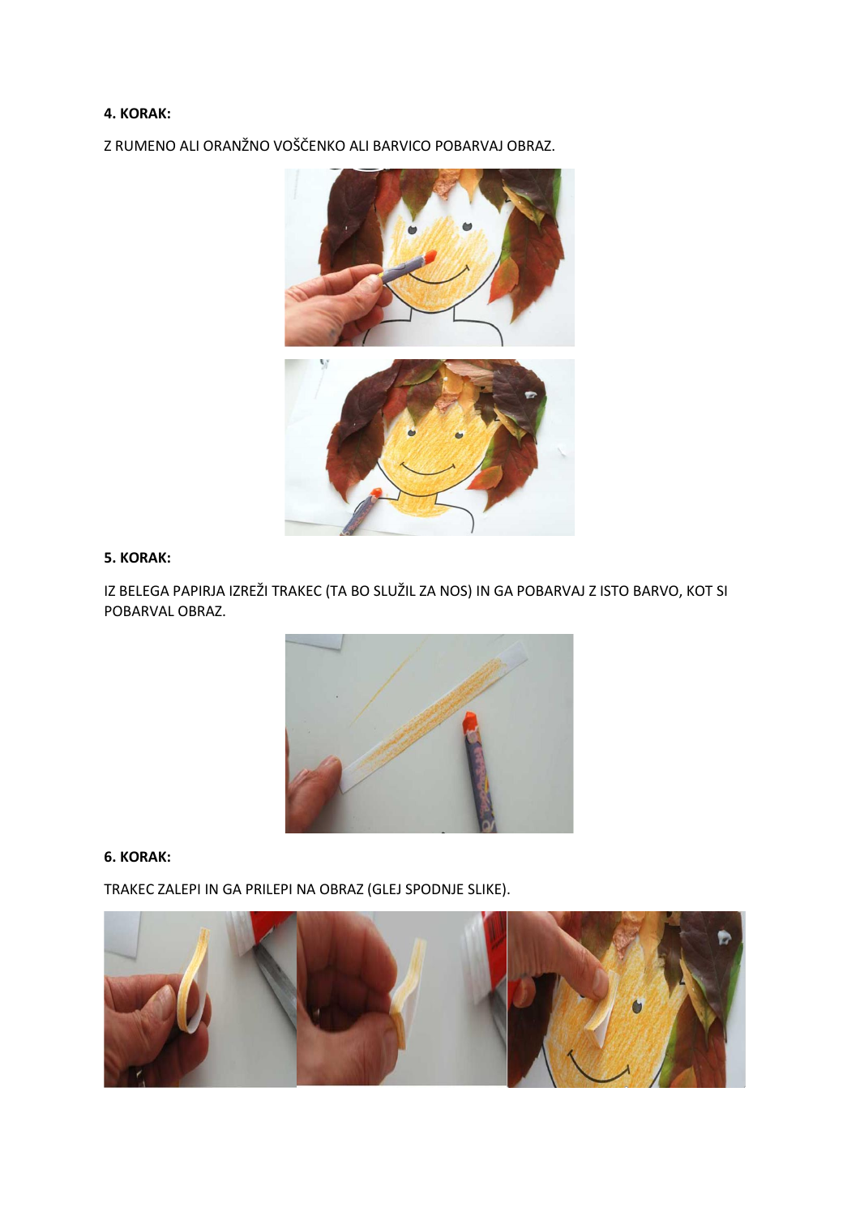**4. KORAK:**

Z RUMENO ALI ORANŽNO VOŠČENKO ALI BARVICO POBARVAJ OBRAZ.

**5. KORAK:**

IZ BELEGA PAPIRJA IZREŽI TRAKEC (TA BO SLUŽIL ZA NOS) IN GA POBARVAJ Z ISTO BARVO, KOT SI POBARVAL OBRAZ.

**6. KORAK:**

TRAKEC ZALEPI IN GA PRILEPI NA OBRAZ (GLEJ SPODNJE SLIKE).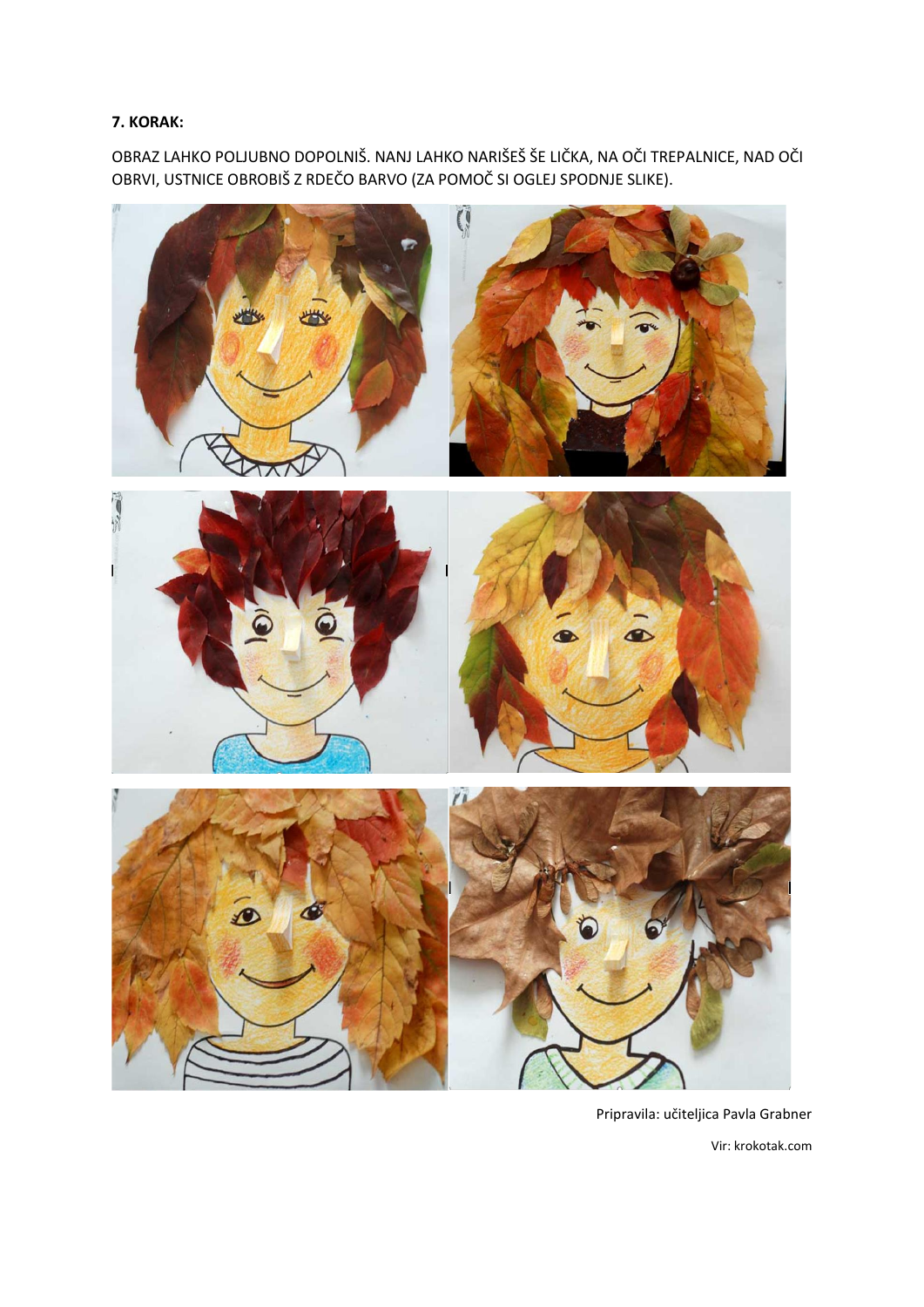**7. KORAK:**

OBRAZ LAHKO POLJUBNO DOPOLNIŠ. NANJ LAHKO NARIŠEŠ ŠE LIČKA, NA OČI TREPALNICE, NAD OČI OBRVI, USTNICE OBROBIŠ Z RDEČO BARVO (ZA POMOČ SI OGLEJ SPODNJE SLIKE).

Pripravila: učiteljica Pavla Grabner

Vir: krokotak.com